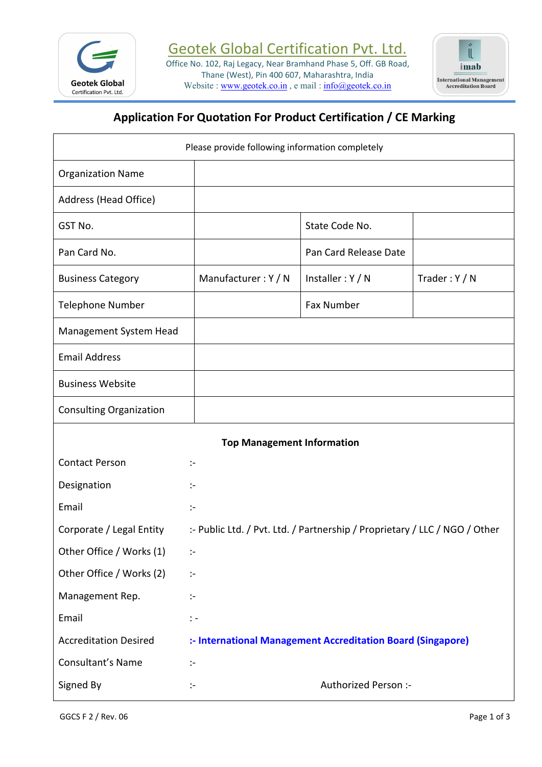# Geotek Global Certification Pvt. Ltd.

Office No. 102, Raj Legacy, Near Bramhand Phase 5, Off. GB Road, Thane (West), Pin 400 607, Maharashtra, India
Website : www.geotek.co.in , e mail : info@geotek.co.in

## Application For Quotation For Product Certification / CE Marking

| Please provide following information completely | | | |
|---|---|---|---|
| Organization Name | | | |
| Address (Head Office) | | | |
| GST No. | | State Code No. | |
| Pan Card No. | | Pan Card Release Date | |
| Business Category | Manufacturer : Y / N | Installer : Y / N | Trader : Y / N |
| Telephone Number | | Fax Number | |
| Management System Head | | | |
| Email Address | | | |
| Business Website | | | |
| Consulting Organization | | | |

### Top Management Information

| | |
|---|---|
| Contact Person | :- |
| Designation | :- |
| Email | :- |
| Corporate / Legal Entity | :- Public Ltd. / Pvt. Ltd. / Partnership / Proprietary / LLC / NGO / Other |
| Other Office / Works (1) | :- |
| Other Office / Works (2) | :- |
| Management Rep. | :- |
| Email | : - |
| Accreditation Desired | **:- International Management Accreditation Board (Singapore)** |
| Consultant's Name | :- |
| Signed By | :- Authorized Person :- |

GGCS F 2 / Rev. 06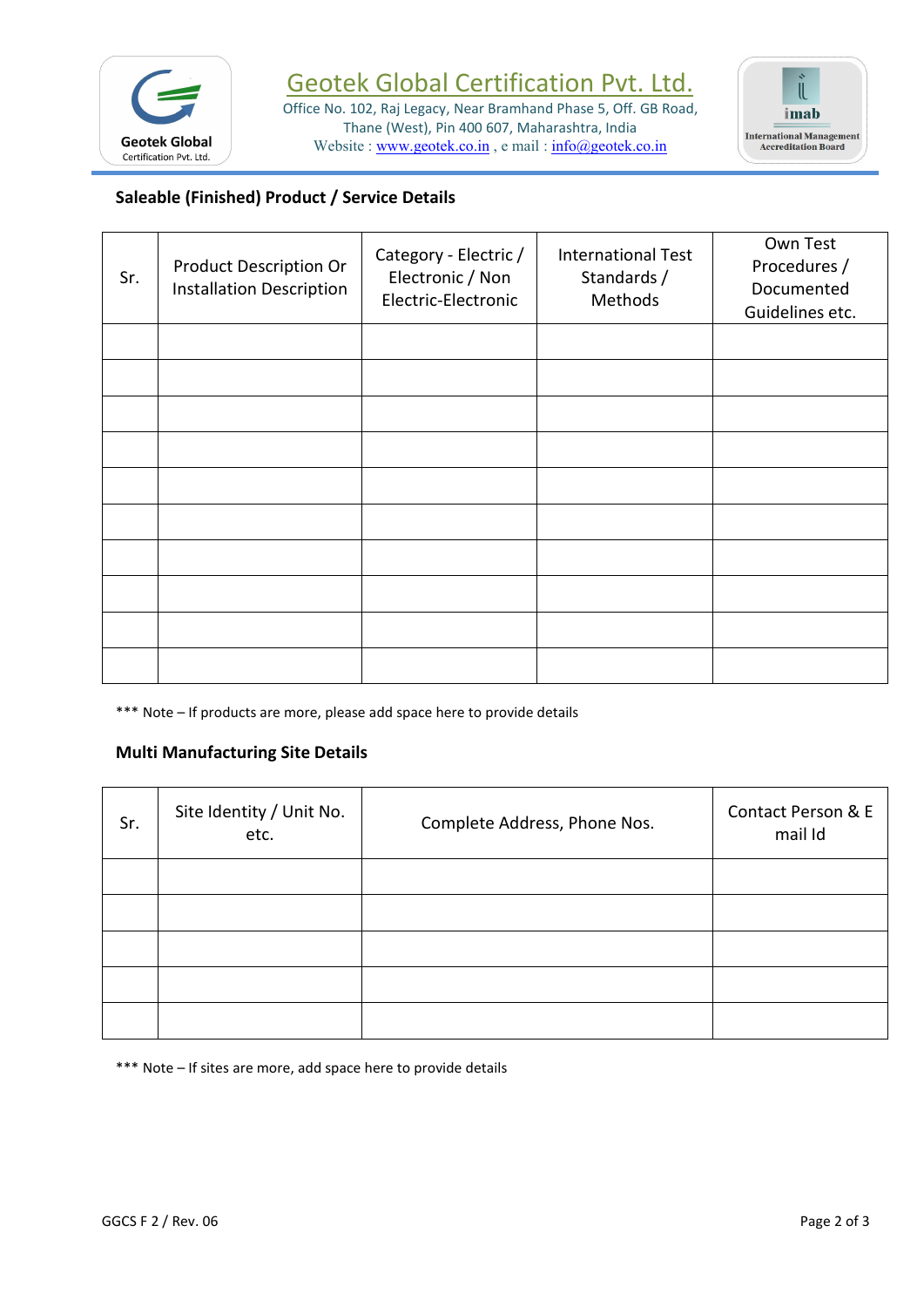# Geotek Global Certification Pvt. Ltd.

Office No. 102, Raj Legacy, Near Bramhand Phase 5, Off. GB Road, Thane (West), Pin 400 607, Maharashtra, India
Website : www.geotek.co.in , e mail : info@geotek.co.in

## Saleable (Finished) Product / Service Details

| Sr. | Product Description Or Installation Description | Category - Electric / Electronic / Non Electric-Electronic | International Test Standards / Methods | Own Test Procedures / Documented Guidelines etc. |
|---|---|---|---|---|
| | | | | |
| | | | | |
| | | | | |
| | | | | |
| | | | | |
| | | | | |
| | | | | |
| | | | | |
| | | | | |
| | | | | |

*** Note – If products are more, please add space here to provide details

## Multi Manufacturing Site Details

| Sr. | Site Identity / Unit No. etc. | Complete Address, Phone Nos. | Contact Person & E mail Id |
|---|---|---|---|
| | | | |
| | | | |
| | | | |
| | | | |
| | | | |

*** Note – If sites are more, add space here to provide details

GGCS F 2 / Rev. 06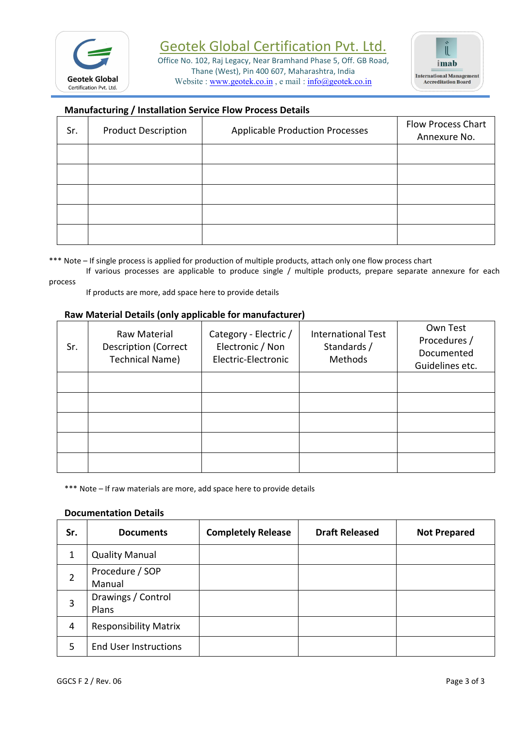# Geotek Global Certification Pvt. Ltd.

Office No. 102, Raj Legacy, Near Bramhand Phase 5, Off. GB Road, Thane (West), Pin 400 607, Maharashtra, India
Website : www.geotek.co.in , e mail : info@geotek.co.in

### Manufacturing / Installation Service Flow Process Details

| Sr. | Product Description | Applicable Production Processes | Flow Process Chart Annexure No. |
|---|---|---|---|
| | | | |
| | | | |
| | | | |
| | | | |
| | | | |

*** Note – If single process is applied for production of multiple products, attach only one flow process chart
If various processes are applicable to produce single / multiple products, prepare separate annexure for each process
If products are more, add space here to provide details

### Raw Material Details (only applicable for manufacturer)

| Sr. | Raw Material Description (Correct Technical Name) | Category - Electric / Electronic / Non Electric-Electronic | International Test Standards / Methods | Own Test Procedures / Documented Guidelines etc. |
|---|---|---|---|---|
| | | | | |
| | | | | |
| | | | | |
| | | | | |
| | | | | |

*** Note – If raw materials are more, add space here to provide details

### Documentation Details

| Sr. | Documents | Completely Release | Draft Released | Not Prepared |
|---|---|---|---|---|
| 1 | Quality Manual | | | |
| 2 | Procedure / SOP Manual | | | |
| 3 | Drawings / Control Plans | | | |
| 4 | Responsibility Matrix | | | |
| 5 | End User Instructions | | | |

GGCS F 2 / Rev. 06